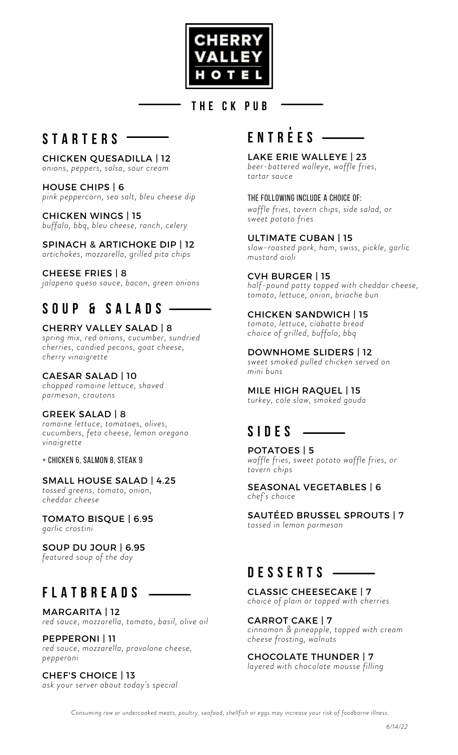# CHERRY VALLEY HOTEL

## THE CK PUB

## STARTERS

**CHICKEN QUESADILLA | 12**
*onions, peppers, salsa, sour cream*

**HOUSE CHIPS | 6**
*pink peppercorn, sea salt, bleu cheese dip*

**CHICKEN WINGS | 15**
*buffalo, bbq, bleu cheese, ranch, celery*

**SPINACH & ARTICHOKE DIP | 12**
*artichokes, mozzarella, grilled pita chips*

**CHEESE FRIES | 8**
*jalapeno queso sauce, bacon, green onions*

## SOUP & SALADS

**CHERRY VALLEY SALAD | 8**
*spring mix, red onions, cucumber, sundried cherries, candied pecans, goat cheese, cherry vinaigrette*

**CAESAR SALAD | 10**
*chopped romaine lettuce, shaved parmesan, croutons*

**GREEK SALAD | 8**
*romaine lettuce, tomatoes, olives, cucumbers, feta cheese, lemon oregano vinaigrette*

+ CHICKEN 6, SALMON 8, STEAK 9

**SMALL HOUSE SALAD | 4.25**
*tossed greens, tomato, onion, cheddar cheese*

**TOMATO BISQUE | 6.95**
*garlic crostini*

**SOUP DU JOUR | 6.95**
*featured soup of the day*

## FLATBREADS

**MARGARITA | 12**
*red sauce, mozzarella, tomato, basil, olive oil*

**PEPPERONI | 11**
*red sauce, mozzarella, provolone cheese, pepperoni*

**CHEF'S CHOICE | 13**
*ask your server about today's special*

## ENTRÉES

**LAKE ERIE WALLEYE | 23**
*beer-battered walleye, waffle fries, tartar sauce*

THE FOLLOWING INCLUDE A CHOICE OF:
*waffle fries, tavern chips, side salad, or sweet potato fries*

**ULTIMATE CUBAN | 15**
*slow-roasted pork, ham, swiss, pickle, garlic mustard aioli*

**CVH BURGER | 15**
*half-pound patty topped with cheddar cheese, tomato, lettuce, onion, brioche bun*

**CHICKEN SANDWICH | 15**
*tomato, lettuce, ciabatta bread*
*choice of grilled, buffalo, bbq*

**DOWNHOME SLIDERS | 12**
*sweet smoked pulled chicken served on mini buns*

**MILE HIGH RAQUEL | 15**
*turkey, cole slaw, smoked gouda*

## SIDES

**POTATOES | 5**
*waffle fries, sweet potato waffle fries, or tavern chips*

**SEASONAL VEGETABLES | 6**
*chef's choice*

**SAUTÉED BRUSSEL SPROUTS | 7**
*tossed in lemon parmesan*

## DESSERTS

**CLASSIC CHEESECAKE | 7**
*choice of plain or topped with cherries*

**CARROT CAKE | 7**
*cinnamon & pineapple, topped with cream cheese frosting, walnuts*

**CHOCOLATE THUNDER | 7**
*layered with chocolate mousse filling*

*Consuming raw or undercooked meats, poultry, seafood, shellfish or eggs may increase your risk of foodborne illness.*

*6/14/22*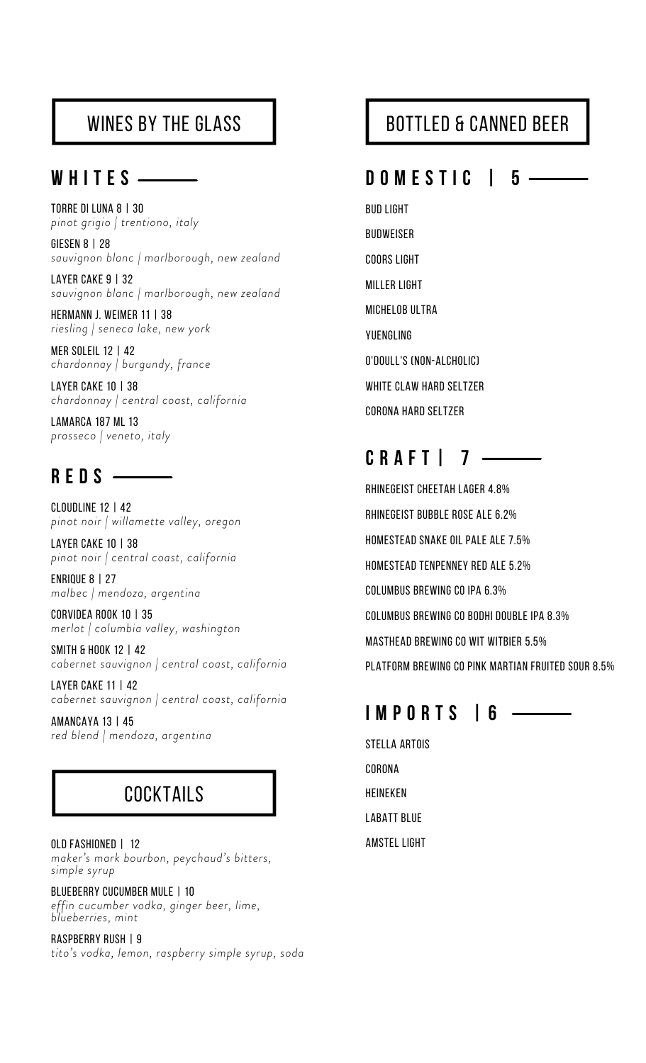# WINES BY THE GLASS

## WHITES

TORRE DI LUNA 8 | 30
*pinot grigio | trentiono, italy*

GIESEN 8 | 28
*sauvignon blanc | marlborough, new zealand*

LAYER CAKE 9 | 32
*sauvignon blanc | marlborough, new zealand*

HERMANN J. WEIMER 11 | 38
*riesling | seneca lake, new york*

MER SOLEIL 12 | 42
*chardonnay | burgundy, france*

LAYER CAKE 10 | 38
*chardonnay | central coast, california*

LAMARCA 187 ML 13
*prosseco | veneto, italy*

## REDS

CLOUDLINE 12 | 42
*pinot noir | willamette valley, oregon*

LAYER CAKE 10 | 38
*pinot noir | central coast, california*

ENRIQUE 8 | 27
*malbec | mendoza, argentina*

CORVIDEA ROOK 10 | 35
*merlot | columbia valley, washington*

SMITH & HOOK 12 | 42
*cabernet sauvignon | central coast, california*

LAYER CAKE 11 | 42
*cabernet sauvignon | central coast, california*

AMANCAYA 13 | 45
*red blend | mendoza, argentina*

# COCKTAILS

OLD FASHIONED | 12
*maker's mark bourbon, peychaud's bitters, simple syrup*

BLUEBERRY CUCUMBER MULE | 10
*effin cucumber vodka, ginger beer, lime, blueberries, mint*

RASPBERRY RUSH | 9
*tito's vodka, lemon, raspberry simple syrup, soda*

# BOTTLED & CANNED BEER

## DOMESTIC | 5

BUD LIGHT

BUDWEISER

COORS LIGHT

MILLER LIGHT

MICHELOB ULTRA

YUENGLING

O'DOULL'S (NON-ALCHOLIC)

WHITE CLAW HARD SELTZER

CORONA HARD SELTZER

## CRAFT | 7

RHINEGEIST CHEETAH LAGER 4.8%

RHINEGEIST BUBBLE ROSE ALE 6.2%

HOMESTEAD SNAKE OIL PALE ALE 7.5%

HOMESTEAD TENPENNEY RED ALE 5.2%

COLUMBUS BREWING CO IPA 6.3%

COLUMBUS BREWING CO BODHI DOUBLE IPA 8.3%

MASTHEAD BREWING CO WIT WITBIER 5.5%

PLATFORM BREWING CO PINK MARTIAN FRUITED SOUR 8.5%

## IMPORTS | 6

STELLA ARTOIS

CORONA

HEINEKEN

LABATT BLUE

AMSTEL LIGHT